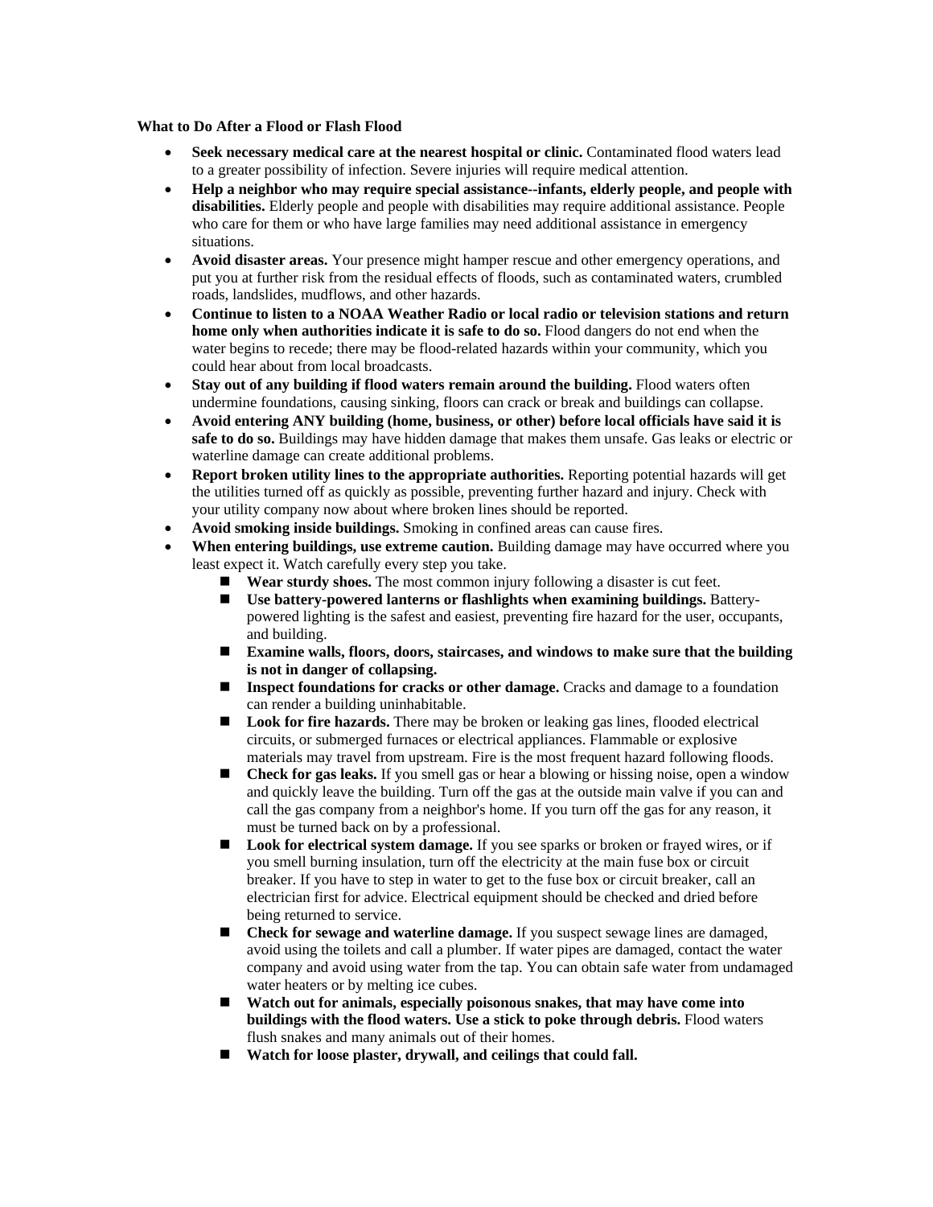**What to Do After a Flood or Flash Flood**

- **Seek necessary medical care at the nearest hospital or clinic.** Contaminated flood waters lead to a greater possibility of infection. Severe injuries will require medical attention.
- **Help a neighbor who may require special assistance--infants, elderly people, and people with disabilities.** Elderly people and people with disabilities may require additional assistance. People who care for them or who have large families may need additional assistance in emergency situations.
- **Avoid disaster areas.** Your presence might hamper rescue and other emergency operations, and put you at further risk from the residual effects of floods, such as contaminated waters, crumbled roads, landslides, mudflows, and other hazards.
- **Continue to listen to a NOAA Weather Radio or local radio or television stations and return home only when authorities indicate it is safe to do so.** Flood dangers do not end when the water begins to recede; there may be flood-related hazards within your community, which you could hear about from local broadcasts.
- **Stay out of any building if flood waters remain around the building.** Flood waters often undermine foundations, causing sinking, floors can crack or break and buildings can collapse.
- **Avoid entering ANY building (home, business, or other) before local officials have said it is safe to do so.** Buildings may have hidden damage that makes them unsafe. Gas leaks or electric or waterline damage can create additional problems.
- **Report broken utility lines to the appropriate authorities.** Reporting potential hazards will get the utilities turned off as quickly as possible, preventing further hazard and injury. Check with your utility company now about where broken lines should be reported.
- **Avoid smoking inside buildings.** Smoking in confined areas can cause fires.
- **When entering buildings, use extreme caution.** Building damage may have occurred where you least expect it. Watch carefully every step you take.
  - **Wear sturdy shoes.** The most common injury following a disaster is cut feet.
  - **Use battery-powered lanterns or flashlights when examining buildings.** Battery-powered lighting is the safest and easiest, preventing fire hazard for the user, occupants, and building.
  - **Examine walls, floors, doors, staircases, and windows to make sure that the building is not in danger of collapsing.**
  - **Inspect foundations for cracks or other damage.** Cracks and damage to a foundation can render a building uninhabitable.
  - **Look for fire hazards.** There may be broken or leaking gas lines, flooded electrical circuits, or submerged furnaces or electrical appliances. Flammable or explosive materials may travel from upstream. Fire is the most frequent hazard following floods.
  - **Check for gas leaks.** If you smell gas or hear a blowing or hissing noise, open a window and quickly leave the building. Turn off the gas at the outside main valve if you can and call the gas company from a neighbor's home. If you turn off the gas for any reason, it must be turned back on by a professional.
  - **Look for electrical system damage.** If you see sparks or broken or frayed wires, or if you smell burning insulation, turn off the electricity at the main fuse box or circuit breaker. If you have to step in water to get to the fuse box or circuit breaker, call an electrician first for advice. Electrical equipment should be checked and dried before being returned to service.
  - **Check for sewage and waterline damage.** If you suspect sewage lines are damaged, avoid using the toilets and call a plumber. If water pipes are damaged, contact the water company and avoid using water from the tap. You can obtain safe water from undamaged water heaters or by melting ice cubes.
  - **Watch out for animals, especially poisonous snakes, that may have come into buildings with the flood waters. Use a stick to poke through debris.** Flood waters flush snakes and many animals out of their homes.
  - **Watch for loose plaster, drywall, and ceilings that could fall.**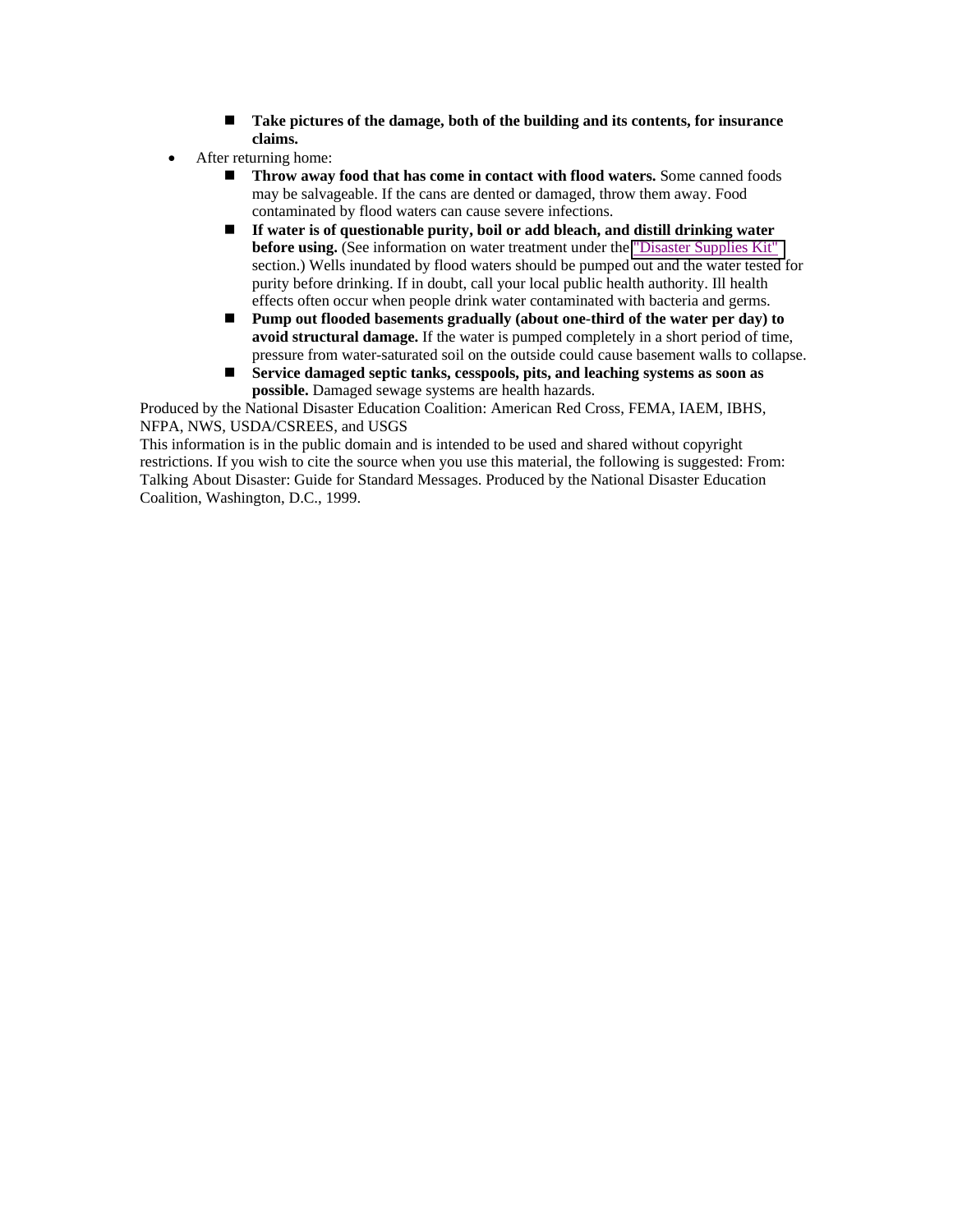- **Take pictures of the damage, both of the building and its contents, for insurance claims.**
- After returning home:
    - **Throw away food that has come in contact with flood waters.** Some canned foods may be salvageable. If the cans are dented or damaged, throw them away. Food contaminated by flood waters can cause severe infections.
    - **If water is of questionable purity, boil or add bleach, and distill drinking water before using.** (See information on water treatment under the "Disaster Supplies Kit" section.) Wells inundated by flood waters should be pumped out and the water tested for purity before drinking. If in doubt, call your local public health authority. Ill health effects often occur when people drink water contaminated with bacteria and germs.
    - **Pump out flooded basements gradually (about one-third of the water per day) to avoid structural damage.** If the water is pumped completely in a short period of time, pressure from water-saturated soil on the outside could cause basement walls to collapse.
    - **Service damaged septic tanks, cesspools, pits, and leaching systems as soon as possible.** Damaged sewage systems are health hazards.

Produced by the National Disaster Education Coalition: American Red Cross, FEMA, IAEM, IBHS, NFPA, NWS, USDA/CSREES, and USGS

This information is in the public domain and is intended to be used and shared without copyright restrictions. If you wish to cite the source when you use this material, the following is suggested: From: Talking About Disaster: Guide for Standard Messages. Produced by the National Disaster Education Coalition, Washington, D.C., 1999.